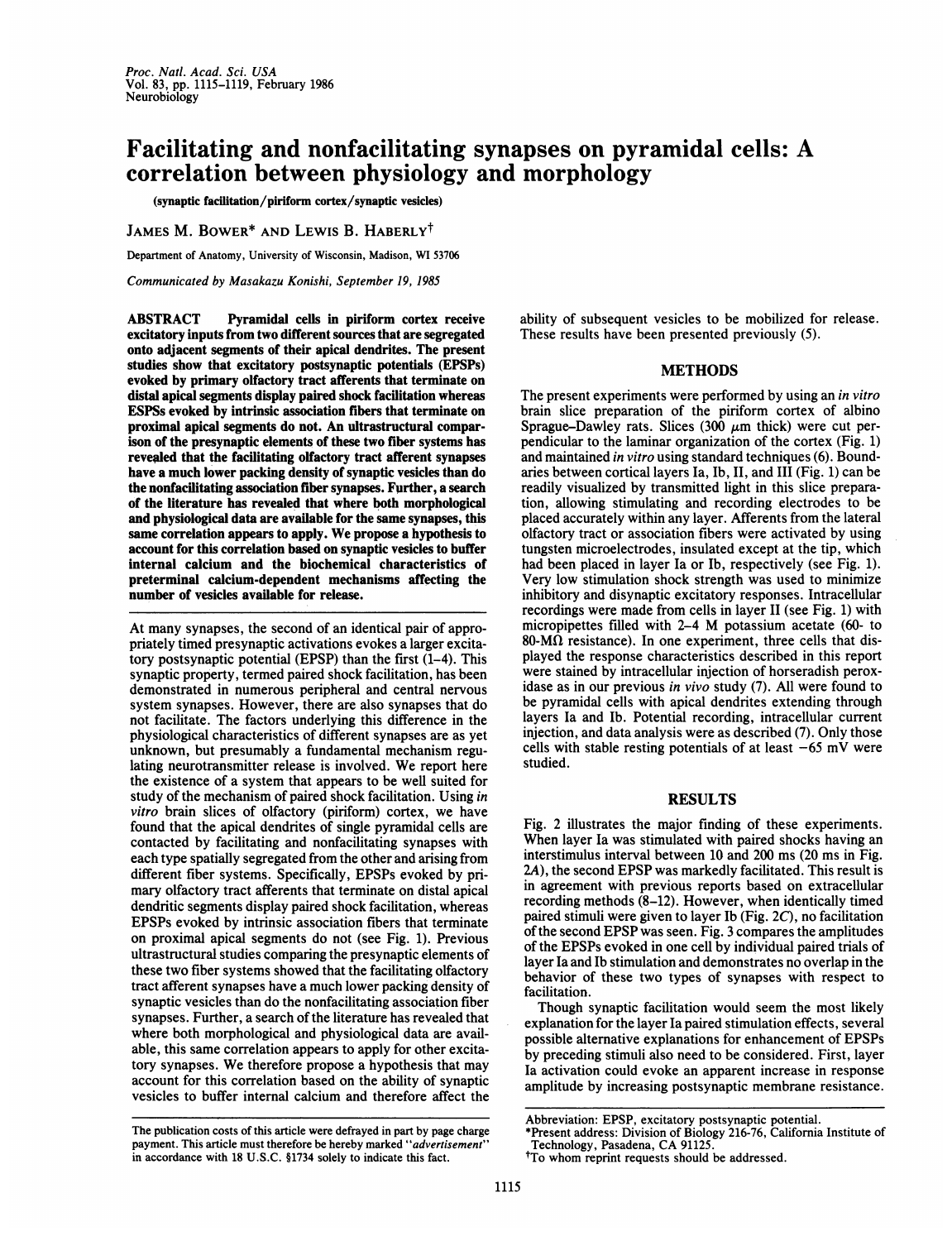# Facilitating and nonfacilitating synapses on pyramidal cells: A correlation between physiology and morphology

(synaptic facilitation/piriform cortex/synaptic vesicles)

JAMES M. BOWER* AND LEWIS B. HABERLY†

Department of Anatomy, University of Wisconsin, Madison, WI 53706

*Communicated by Masakazu Konishi, September 19, 1985*

**ABSTRACT** **Pyramidal cells in piriform cortex receive excitatory inputs from two different sources that are segregated onto adjacent segments of their apical dendrites. The present studies show that excitatory postsynaptic potentials (EPSPs) evoked by primary olfactory tract afferents that terminate on distal apical segments display paired shock facilitation whereas ESPSs evoked by intrinsic association fibers that terminate on proximal apical segments do not. An ultrastructural comparison of the presynaptic elements of these two fiber systems has revealed that the facilitating olfactory tract afferent synapses have a much lower packing density of synaptic vesicles than do the nonfacilitating association fiber synapses. Further, a search of the literature has revealed that where both morphological and physiological data are available for the same synapses, this same correlation appears to apply. We propose a hypothesis to account for this correlation based on synaptic vesicles to buffer internal calcium and the biochemical characteristics of preterminal calcium-dependent mechanisms affecting the number of vesicles available for release.**

At many synapses, the second of an identical pair of appropriately timed presynaptic activations evokes a larger excitatory postsynaptic potential (EPSP) than the first (1–4). This synaptic property, termed paired shock facilitation, has been demonstrated in numerous peripheral and central nervous system synapses. However, there are also synapses that do not facilitate. The factors underlying this difference in the physiological characteristics of different synapses are as yet unknown, but presumably a fundamental mechanism regulating neurotransmitter release is involved. We report here the existence of a system that appears to be well suited for study of the mechanism of paired shock facilitation. Using *in vitro* brain slices of olfactory (piriform) cortex, we have found that the apical dendrites of single pyramidal cells are contacted by facilitating and nonfacilitating synapses with each type spatially segregated from the other and arising from different fiber systems. Specifically, EPSPs evoked by primary olfactory tract afferents that terminate on distal apical dendritic segments display paired shock facilitation, whereas EPSPs evoked by intrinsic association fibers that terminate on proximal apical segments do not (see Fig. 1). Previous ultrastructural studies comparing the presynaptic elements of these two fiber systems showed that the facilitating olfactory tract afferent synapses have a much lower packing density of synaptic vesicles than do the nonfacilitating association fiber synapses. Further, a search of the literature has revealed that where both morphological and physiological data are available, this same correlation appears to apply for other excitatory synapses. We therefore propose a hypothesis that may account for this correlation based on the ability of synaptic vesicles to buffer internal calcium and therefore affect the ability of subsequent vesicles to be mobilized for release. These results have been presented previously (5).

## METHODS

The present experiments were performed by using an *in vitro* brain slice preparation of the piriform cortex of albino Sprague–Dawley rats. Slices (300 $\mu$m thick) were cut perpendicular to the laminar organization of the cortex (Fig. 1) and maintained *in vitro* using standard techniques (6). Boundaries between cortical layers Ia, Ib, II, and III (Fig. 1) can be readily visualized by transmitted light in this slice preparation, allowing stimulating and recording electrodes to be placed accurately within any layer. Afferents from the lateral olfactory tract or association fibers were activated by using tungsten microelectrodes, insulated except at the tip, which had been placed in layer Ia or Ib, respectively (see Fig. 1). Very low stimulation shock strength was used to minimize inhibitory and disynaptic excitatory responses. Intracellular recordings were made from cells in layer II (see Fig. 1) with micropipettes filled with 2–4 M potassium acetate (60- to 80-M$\Omega$ resistance). In one experiment, three cells that displayed the response characteristics described in this report were stained by intracellular injection of horseradish peroxidase as in our previous *in vivo* study (7). All were found to be pyramidal cells with apical dendrites extending through layers Ia and Ib. Potential recording, intracellular current injection, and data analysis were as described (7). Only those cells with stable resting potentials of at least −65 mV were studied.

## RESULTS

Fig. 2 illustrates the major finding of these experiments. When layer Ia was stimulated with paired shocks having an interstimulus interval between 10 and 200 ms (20 ms in Fig. 2A), the second EPSP was markedly facilitated. This result is in agreement with previous reports based on extracellular recording methods (8–12). However, when identically timed paired stimuli were given to layer Ib (Fig. 2C), no facilitation of the second EPSP was seen. Fig. 3 compares the amplitudes of the EPSPs evoked in one cell by individual paired trials of layer Ia and Ib stimulation and demonstrates no overlap in the behavior of these two types of synapses with respect to facilitation.

Though synaptic facilitation would seem the most likely explanation for the layer Ia paired stimulation effects, several possible alternative explanations for enhancement of EPSPs by preceding stimuli also need to be considered. First, layer Ia activation could evoke an apparent increase in response amplitude by increasing postsynaptic membrane resistance.

The publication costs of this article were defrayed in part by page charge payment. This article must therefore be hereby marked "*advertisement*" in accordance with 18 U.S.C. §1734 solely to indicate this fact.

Abbreviation: EPSP, excitatory postsynaptic potential.

*Present address: Division of Biology 216-76, California Institute of Technology, Pasadena, CA 91125.

†To whom reprint requests should be addressed.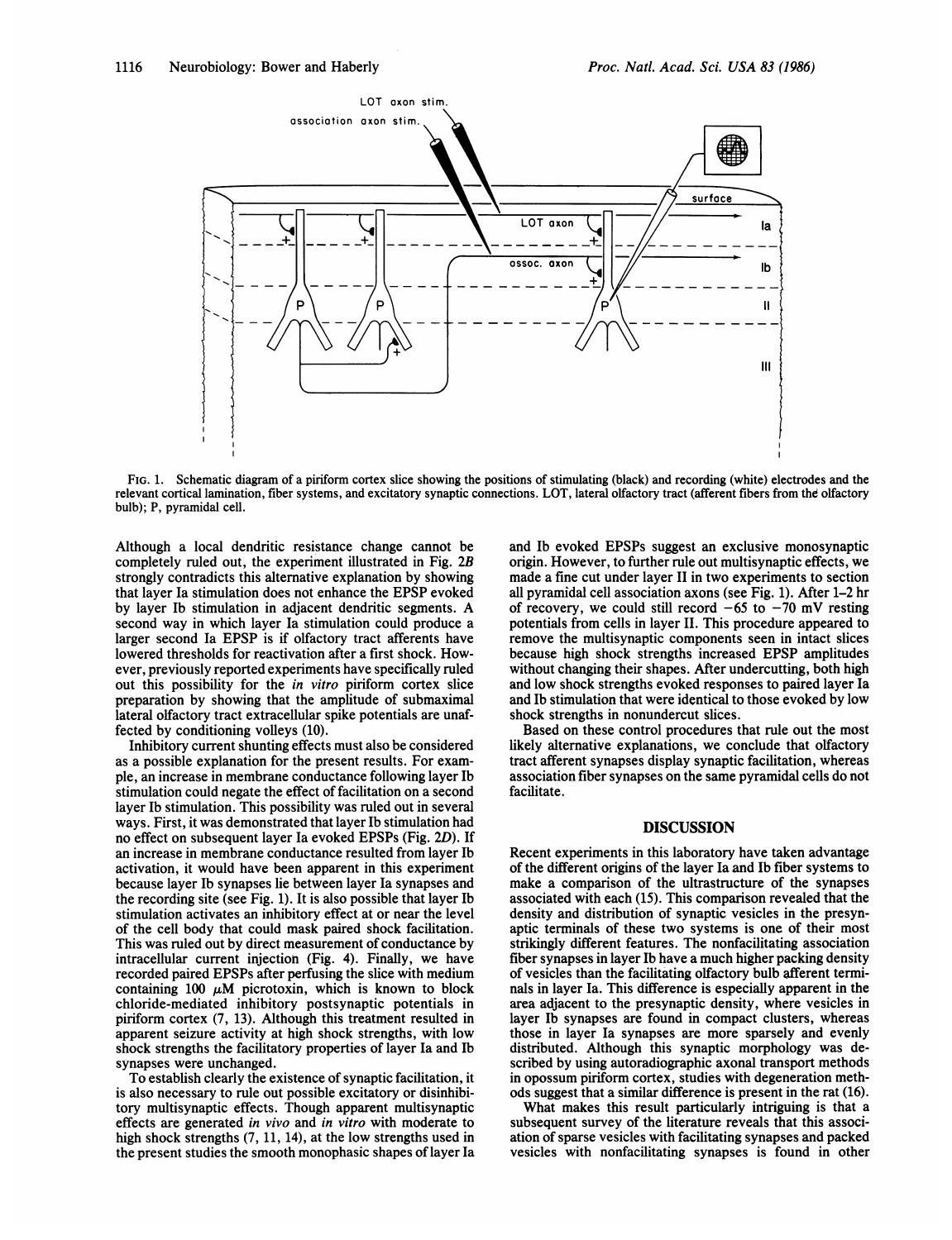FIG. 1. Schematic diagram of a piriform cortex slice showing the positions of stimulating (black) and recording (white) electrodes and the relevant cortical lamination, fiber systems, and excitatory synaptic connections. LOT, lateral olfactory tract (afferent fibers from the olfactory bulb); P, pyramidal cell.

Although a local dendritic resistance change cannot be completely ruled out, the experiment illustrated in Fig. 2*B* strongly contradicts this alternative explanation by showing that layer Ia stimulation does not enhance the EPSP evoked by layer Ib stimulation in adjacent dendritic segments. A second way in which layer Ia stimulation could produce a larger second Ia EPSP is if olfactory tract afferents have lowered thresholds for reactivation after a first shock. However, previously reported experiments have specifically ruled out this possibility for the *in vitro* piriform cortex slice preparation by showing that the amplitude of submaximal lateral olfactory tract extracellular spike potentials are unaffected by conditioning volleys (10).

Inhibitory current shunting effects must also be considered as a possible explanation for the present results. For example, an increase in membrane conductance following layer Ib stimulation could negate the effect of facilitation on a second layer Ib stimulation. This possibility was ruled out in several ways. First, it was demonstrated that layer Ib stimulation had no effect on subsequent layer Ia evoked EPSPs (Fig. 2*D*). If an increase in membrane conductance resulted from layer Ib activation, it would have been apparent in this experiment because layer Ib synapses lie between layer Ia synapses and the recording site (see Fig. 1). It is also possible that layer Ib stimulation activates an inhibitory effect at or near the level of the cell body that could mask paired shock facilitation. This was ruled out by direct measurement of conductance by intracellular current injection (Fig. 4). Finally, we have recorded paired EPSPs after perfusing the slice with medium containing 100 $\mu$M picrotoxin, which is known to block chloride-mediated inhibitory postsynaptic potentials in piriform cortex (7, 13). Although this treatment resulted in apparent seizure activity at high shock strengths, with low shock strengths the facilitatory properties of layer Ia and Ib synapses were unchanged.

To establish clearly the existence of synaptic facilitation, it is also necessary to rule out possible excitatory or disinhibitory multisynaptic effects. Though apparent multisynaptic effects are generated *in vivo* and *in vitro* with moderate to high shock strengths (7, 11, 14), at the low strengths used in the present studies the smooth monophasic shapes of layer Ia and Ib evoked EPSPs suggest an exclusive monosynaptic origin. However, to further rule out multisynaptic effects, we made a fine cut under layer II in two experiments to section all pyramidal cell association axons (see Fig. 1). After 1–2 hr of recovery, we could still record −65 to −70 mV resting potentials from cells in layer II. This procedure appeared to remove the multisynaptic components seen in intact slices because high shock strengths increased EPSP amplitudes without changing their shapes. After undercutting, both high and low shock strengths evoked responses to paired layer Ia and Ib stimulation that were identical to those evoked by low shock strengths in nonundercut slices.

Based on these control procedures that rule out the most likely alternative explanations, we conclude that olfactory tract afferent synapses display synaptic facilitation, whereas association fiber synapses on the same pyramidal cells do not facilitate.

## DISCUSSION

Recent experiments in this laboratory have taken advantage of the different origins of the layer Ia and Ib fiber systems to make a comparison of the ultrastructure of the synapses associated with each (15). This comparison revealed that the density and distribution of synaptic vesicles in the presynaptic terminals of these two systems is one of their most strikingly different features. The nonfacilitating association fiber synapses in layer Ib have a much higher packing density of vesicles than the facilitating olfactory bulb afferent terminals in layer Ia. This difference is especially apparent in the area adjacent to the presynaptic density, where vesicles in layer Ib synapses are found in compact clusters, whereas those in layer Ia synapses are more sparsely and evenly distributed. Although this synaptic morphology was described by using autoradiographic axonal transport methods in opossum piriform cortex, studies with degeneration methods suggest that a similar difference is present in the rat (16).

What makes this result particularly intriguing is that a subsequent survey of the literature reveals that this association of sparse vesicles with facilitating synapses and packed vesicles with nonfacilitating synapses is found in other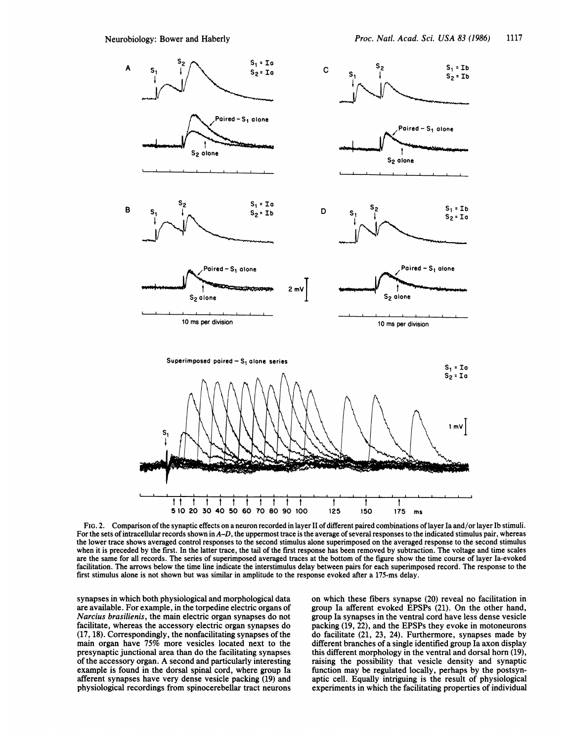FIG. 2. Comparison of the synaptic effects on a neuron recorded in layer II of different paired combinations of layer Ia and/or layer Ib stimuli. For the sets of intracellular records shown in *A–D*, the uppermost trace is the average of several responses to the indicated stimulus pair, whereas the lower trace shows averaged control responses to the second stimulus alone superimposed on the averaged response to the second stimulus when it is preceded by the first. In the latter trace, the tail of the first response has been removed by subtraction. The voltage and time scales are the same for all records. The series of superimposed averaged traces at the bottom of the figure show the time course of layer Ia-evoked facilitation. The arrows below the time line indicate the interstimulus delay between pairs for each superimposed record. The response to the first stimulus alone is not shown but was similar in amplitude to the response evoked after a 175-ms delay.

synapses in which both physiological and morphological data are available. For example, in the torpedine electric organs of *Narcius brasilienis*, the main electric organ synapses do not facilitate, whereas the accessory electric organ synapses do (17, 18). Correspondingly, the nonfacilitating synapses of the main organ have 75% more vesicles located next to the presynaptic junctional area than do the facilitating synapses of the accessory organ. A second and particularly interesting example is found in the dorsal spinal cord, where group Ia afferent synapses have very dense vesicle packing (19) and physiological recordings from spinocerebellar tract neurons on which these fibers synapse (20) reveal no facilitation in group Ia afferent evoked EPSPs (21). On the other hand, group Ia synapses in the ventral cord have less dense vesicle packing (19, 22), and the EPSPs they evoke in motoneurons do facilitate (21, 23, 24). Furthermore, synapses made by different branches of a single identified group Ia axon display this different morphology in the ventral and dorsal horn (19), raising the possibility that vesicle density and synaptic function may be regulated locally, perhaps by the postsynaptic cell. Equally intriguing is the result of physiological experiments in which the facilitating properties of individual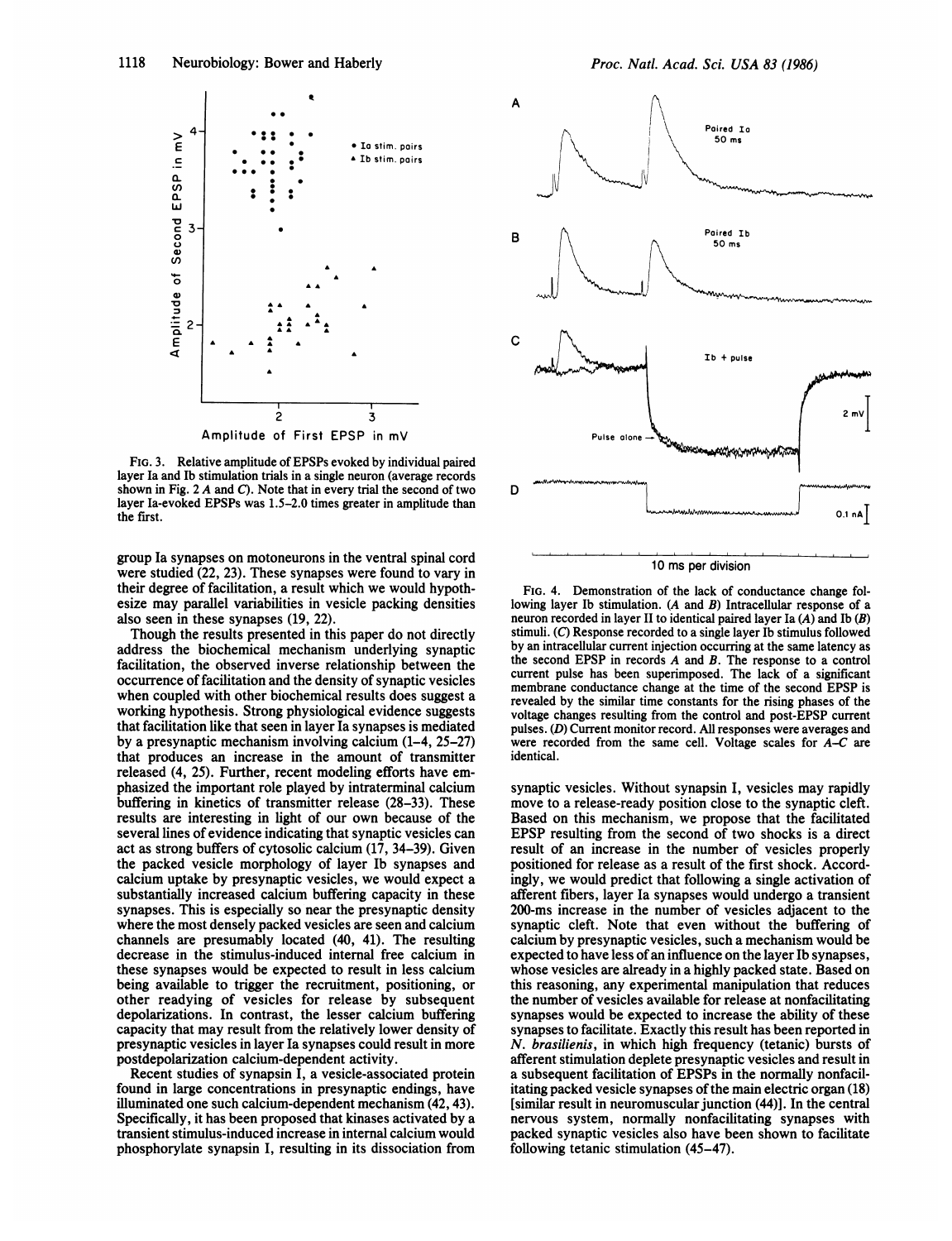Amplitude of Second EPSP in mV

4

3

2

• Ia stim. pairs
▲ Ib stim. pairs

2

3

Amplitude of First EPSP in mV

FIG. 3. Relative amplitude of EPSPs evoked by individual paired layer Ia and Ib stimulation trials in a single neuron (average records shown in Fig. 2 *A* and *C*). Note that in every trial the second of two layer Ia-evoked EPSPs was 1.5–2.0 times greater in amplitude than the first.

A

Paired Ia
50 ms

B

Paired Ib
50 ms

C

Ib + pulse

Pulse alone

2 mV

D

0.1 nA

10 ms per division

FIG. 4. Demonstration of the lack of conductance change following layer Ib stimulation. (*A* and *B*) Intracellular response of a neuron recorded in layer II to identical paired layer Ia (*A*) and Ib (*B*) stimuli. (*C*) Response recorded to a single layer Ib stimulus followed by an intracellular current injection occurring at the same latency as the second EPSP in records *A* and *B*. The response to a control current pulse has been superimposed. The lack of a significant membrane conductance change at the time of the second EPSP is revealed by the similar time constants for the rising phases of the voltage changes resulting from the control and post-EPSP current pulses. (*D*) Current monitor record. All responses were averages and were recorded from the same cell. Voltage scales for *A*–*C* are identical.

group Ia synapses on motoneurons in the ventral spinal cord were studied (22, 23). These synapses were found to vary in their degree of facilitation, a result which we would hypothesize may parallel variabilities in vesicle packing densities also seen in these synapses (19, 22).

Though the results presented in this paper do not directly address the biochemical mechanism underlying synaptic facilitation, the observed inverse relationship between the occurrence of facilitation and the density of synaptic vesicles when coupled with other biochemical results does suggest a working hypothesis. Strong physiological evidence suggests that facilitation like that seen in layer Ia synapses is mediated by a presynaptic mechanism involving calcium (1–4, 25–27) that produces an increase in the amount of transmitter released (4, 25). Further, recent modeling efforts have emphasized the important role played by intraterminal calcium buffering in kinetics of transmitter release (28–33). These results are interesting in light of our own because of the several lines of evidence indicating that synaptic vesicles can act as strong buffers of cytosolic calcium (17, 34–39). Given the packed vesicle morphology of layer Ib synapses and calcium uptake by presynaptic vesicles, we would expect a substantially increased calcium buffering capacity in these synapses. This is especially so near the presynaptic density where the most densely packed vesicles are seen and calcium channels are presumably located (40, 41). The resulting decrease in the stimulus-induced internal free calcium in these synapses would be expected to result in less calcium being available to trigger the recruitment, positioning, or other readying of vesicles for release by subsequent depolarizations. In contrast, the lesser calcium buffering capacity that may result from the relatively lower density of presynaptic vesicles in layer Ia synapses could result in more postdepolarization calcium-dependent activity.

Recent studies of synapsin I, a vesicle-associated protein found in large concentrations in presynaptic endings, have illuminated one such calcium-dependent mechanism (42, 43). Specifically, it has been proposed that kinases activated by a transient stimulus-induced increase in internal calcium would phosphorylate synapsin I, resulting in its dissociation from synaptic vesicles. Without synapsin I, vesicles may rapidly move to a release-ready position close to the synaptic cleft. Based on this mechanism, we propose that the facilitated EPSP resulting from the second of two shocks is a direct result of an increase in the number of vesicles properly positioned for release as a result of the first shock. Accordingly, we would predict that following a single activation of afferent fibers, layer Ia synapses would undergo a transient 200-ms increase in the number of vesicles adjacent to the synaptic cleft. Note that even without the buffering of calcium by presynaptic vesicles, such a mechanism would be expected to have less of an influence on the layer Ib synapses, whose vesicles are already in a highly packed state. Based on this reasoning, any experimental manipulation that reduces the number of vesicles available for release at nonfacilitating synapses would be expected to increase the ability of these synapses to facilitate. Exactly this result has been reported in *N. brasiliensis*, in which high frequency (tetanic) bursts of afferent stimulation deplete presynaptic vesicles and result in a subsequent facilitation of EPSPs in the normally nonfacilitating packed vesicle synapses of the main electric organ (18) [similar result in neuromuscular junction (44)]. In the central nervous system, normally nonfacilitating synapses with packed synaptic vesicles also have been shown to facilitate following tetanic stimulation (45–47).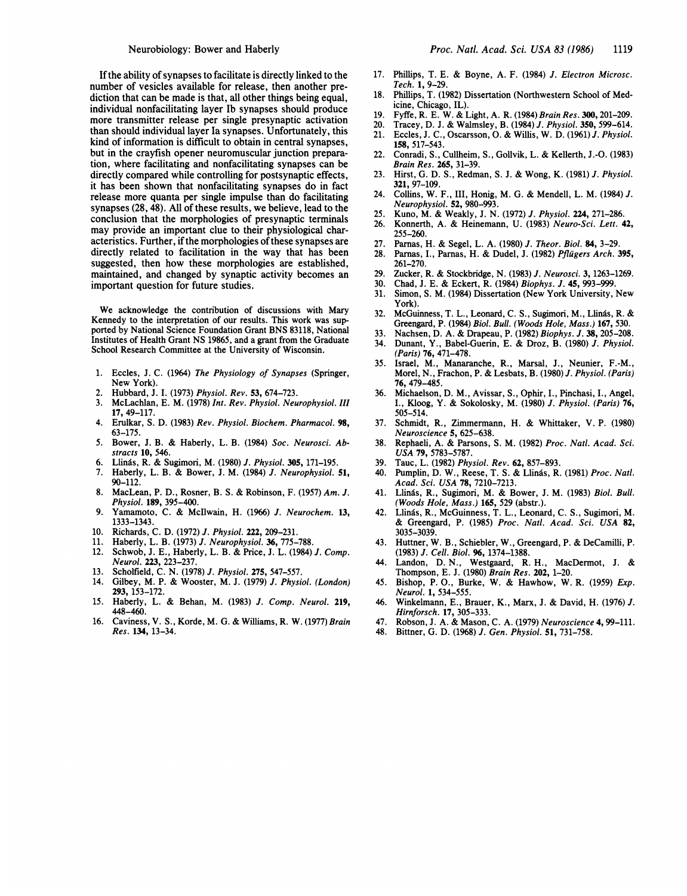If the ability of synapses to facilitate is directly linked to the number of vesicles available for release, then another prediction that can be made is that, all other things being equal, individual nonfacilitating layer Ib synapses should produce more transmitter release per single presynaptic activation than should individual layer Ia synapses. Unfortunately, this kind of information is difficult to obtain in central synapses, but in the crayfish opener neuromuscular junction preparation, where facilitating and nonfacilitating synapses can be directly compared while controlling for postsynaptic effects, it has been shown that nonfacilitating synapses do in fact release more quanta per single impulse than do facilitating synapses (28, 48). All of these results, we believe, lead to the conclusion that the morphologies of presynaptic terminals may provide an important clue to their physiological characteristics. Further, if the morphologies of these synapses are directly related to facilitation in the way that has been suggested, then how these morphologies are established, maintained, and changed by synaptic activity becomes an important question for future studies.

We acknowledge the contribution of discussions with Mary Kennedy to the interpretation of our results. This work was supported by National Science Foundation Grant BNS 83118, National Institutes of Health Grant NS 19865, and a grant from the Graduate School Research Committee at the University of Wisconsin.

1. Eccles, J. C. (1964) *The Physiology of Synapses* (Springer, New York).
2. Hubbard, J. I. (1973) *Physiol. Rev.* **53,** 674–723.
3. McLachlan, E. M. (1978) *Int. Rev. Physiol. Neurophysiol. III* **17,** 49–117.
4. Erulkar, S. D. (1983) *Rev. Physiol. Biochem. Pharmacol.* **98,** 63–175.
5. Bower, J. B. & Haberly, L. B. (1984) *Soc. Neurosci. Abstracts* **10,** 546.
6. Llinás, R. & Sugimori, M. (1980) *J. Physiol.* **305,** 171–195.
7. Haberly, L. B. & Bower, J. M. (1984) *J. Neurophysiol.* **51,** 90–112.
8. MacLean, P. D., Rosner, B. S. & Robinson, F. (1957) *Am. J. Physiol.* **189,** 395–400.
9. Yamamoto, C. & McIlwain, H. (1966) *J. Neurochem.* **13,** 1333–1343.
10. Richards, C. D. (1972) *J. Physiol.* **222,** 209–231.
11. Haberly, L. B. (1973) *J. Neurophysiol.* **36,** 775–788.
12. Schwob, J. E., Haberly, L. B. & Price, J. L. (1984) *J. Comp. Neurol.* **223,** 223–237.
13. Scholfield, C. N. (1978) *J. Physiol.* **275,** 547–557.
14. Gilbey, M. P. & Wooster, M. J. (1979) *J. Physiol. (London)* **293,** 153–172.
15. Haberly, L. & Behan, M. (1983) *J. Comp. Neurol.* **219,** 448–460.
16. Caviness, V. S., Korde, M. G. & Williams, R. W. (1977) *Brain Res.* **134,** 13–34.
17. Phillips, T. E. & Boyne, A. F. (1984) *J. Electron Microsc. Tech.* **1,** 9–29.
18. Phillips, T. (1982) Dissertation (Northwestern School of Medicine, Chicago, IL).
19. Fyffe, R. E. W. & Light, A. R. (1984) *Brain Res.* **300,** 201–209.
20. Tracey, D. J. & Walmsley, B. (1984) *J. Physiol.* **350,** 599–614.
21. Eccles, J. C., Oscarsson, O. & Willis, W. D. (1961) *J. Physiol.* **158,** 517–543.
22. Conradi, S., Cullheim, S., Gollvik, L. & Kellerth, J.-O. (1983) *Brain Res.* **265,** 31–39.
23. Hirst, G. D. S., Redman, S. J. & Wong, K. (1981) *J. Physiol.* **321,** 97–109.
24. Collins, W. F., III, Honig, M. G. & Mendell, L. M. (1984) *J. Neurophysiol.* **52,** 980–993.
25. Kuno, M. & Weakly, J. N. (1972) *J. Physiol.* **224,** 271–286.
26. Konnerth, A. & Heinemann, U. (1983) *Neuro-Sci. Lett.* **42,** 255–260.
27. Parnas, H. & Segel, L. A. (1980) *J. Theor. Biol.* **84,** 3–29.
28. Parnas, I., Parnas, H. & Dudel, J. (1982) *Pflügers Arch.* **395,** 261–270.
29. Zucker, R. & Stockbridge, N. (1983) *J. Neurosci.* **3,** 1263–1269.
30. Chad, J. E. & Eckert, R. (1984) *Biophys. J.* **45,** 993–999.
31. Simon, S. M. (1984) Dissertation (New York University, New York).
32. McGuinness, T. L., Leonard, C. S., Sugimori, M., Llinás, R. & Greengard, P. (1984) *Biol. Bull. (Woods Hole, Mass.)* **167,** 530.
33. Nachsen, D. A. & Drapeau, P. (1982) *Biophys. J.* **38,** 205–208.
34. Dunant, Y., Babel-Guerin, E. & Droz, B. (1980) *J. Physiol. (Paris)* **76,** 471–478.
35. Israel, M., Manaranche, R., Marsal, J., Neunier, F.-M., Morel, N., Frachon, P. & Lesbats, B. (1980) *J. Physiol. (Paris)* **76,** 479–485.
36. Michaelson, D. M., Avissar, S., Ophir, I., Pinchasi, I., Angel, I., Kloog, Y. & Sokolosky, M. (1980) *J. Physiol. (Paris)* **76,** 505–514.
37. Schmidt, R., Zimmermann, H. & Whittaker, V. P. (1980) *Neuroscience* **5,** 625–638.
38. Rephaeli, A. & Parsons, S. M. (1982) *Proc. Natl. Acad. Sci. USA* **79,** 5783–5787.
39. Tauc, L. (1982) *Physiol. Rev.* **62,** 857–893.
40. Pumplin, D. W., Reese, T. S. & Llinás, R. (1981) *Proc. Natl. Acad. Sci. USA* **78,** 7210–7213.
41. Llinás, R., Sugimori, M. & Bower, J. M. (1983) *Biol. Bull. (Woods Hole, Mass.)* **165,** 529 (abstr.).
42. Llinás, R., McGuinness, T. L., Leonard, C. S., Sugimori, M. & Greengard, P. (1985) *Proc. Natl. Acad. Sci. USA* **82,** 3035–3039.
43. Huttner, W. B., Schiebler, W., Greengard, P. & DeCamilli, P. (1983) *J. Cell. Biol.* **96,** 1374–1388.
44. Landon, D. N., Westgaard, R. H., MacDermot, J. & Thompson, E. J. (1980) *Brain Res.* **202,** 1–20.
45. Bishop, P. O., Burke, W. & Hawhow, W. R. (1959) *Exp. Neurol.* **1,** 534–555.
46. Winkelmann, E., Brauer, K., Marx, J. & David, H. (1976) *J. Hirnforsch.* **17,** 305–333.
47. Robson, J. A. & Mason, C. A. (1979) *Neuroscience* **4,** 99–111.
48. Bittner, G. D. (1968) *J. Gen. Physiol.* **51,** 731–758.